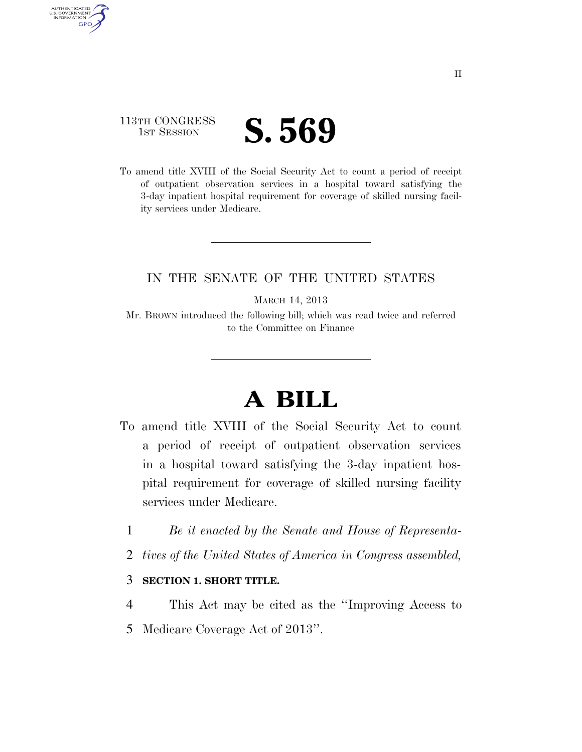113TH CONGRESS
1ST SESSION

# S. 569

To amend title XVIII of the Social Security Act to count a period of receipt of outpatient observation services in a hospital toward satisfying the 3-day inpatient hospital requirement for coverage of skilled nursing facility services under Medicare.

---

IN THE SENATE OF THE UNITED STATES

MARCH 14, 2013

Mr. BROWN introduced the following bill; which was read twice and referred to the Committee on Finance

---

# A BILL

To amend title XVIII of the Social Security Act to count a period of receipt of outpatient observation services in a hospital toward satisfying the 3-day inpatient hospital requirement for coverage of skilled nursing facility services under Medicare.

1 *Be it enacted by the Senate and House of Representa-*
2 *tives of the United States of America in Congress assembled,*

3 **SECTION 1. SHORT TITLE.**

4 This Act may be cited as the ''Improving Access to
5 Medicare Coverage Act of 2013''.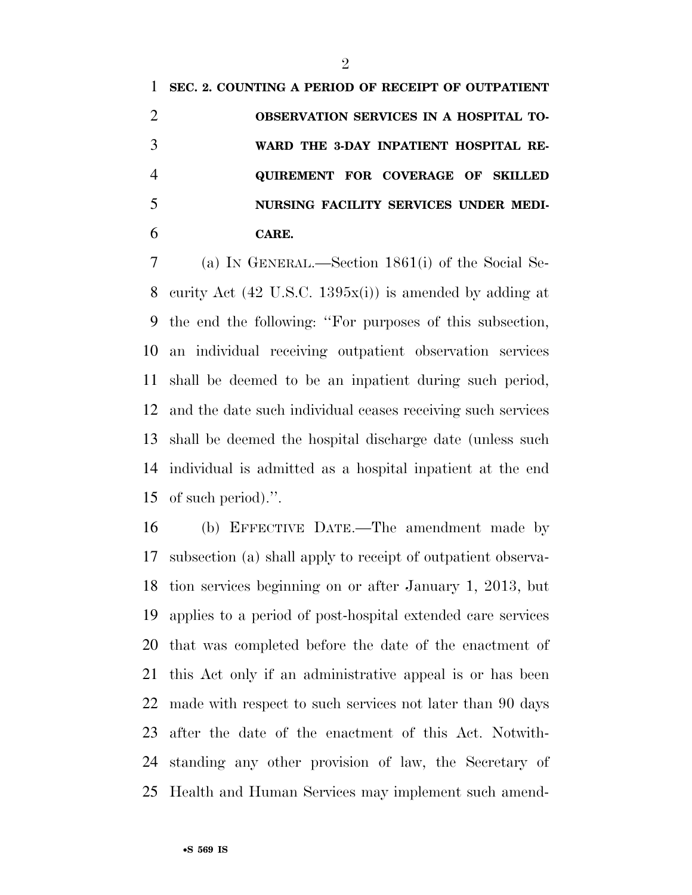**SEC. 2. COUNTING A PERIOD OF RECEIPT OF OUTPATIENT OBSERVATION SERVICES IN A HOSPITAL TOWARD THE 3-DAY INPATIENT HOSPITAL REQUIREMENT FOR COVERAGE OF SKILLED NURSING FACILITY SERVICES UNDER MEDICARE.**

(a) IN GENERAL.—Section 1861(i) of the Social Security Act (42 U.S.C. 1395x(i)) is amended by adding at the end the following: "For purposes of this subsection, an individual receiving outpatient observation services shall be deemed to be an inpatient during such period, and the date such individual ceases receiving such services shall be deemed the hospital discharge date (unless such individual is admitted as a hospital inpatient at the end of such period).".

(b) EFFECTIVE DATE.—The amendment made by subsection (a) shall apply to receipt of outpatient observation services beginning on or after January 1, 2013, but applies to a period of post-hospital extended care services that was completed before the date of the enactment of this Act only if an administrative appeal is or has been made with respect to such services not later than 90 days after the date of the enactment of this Act. Notwithstanding any other provision of law, the Secretary of Health and Human Services may implement such amend-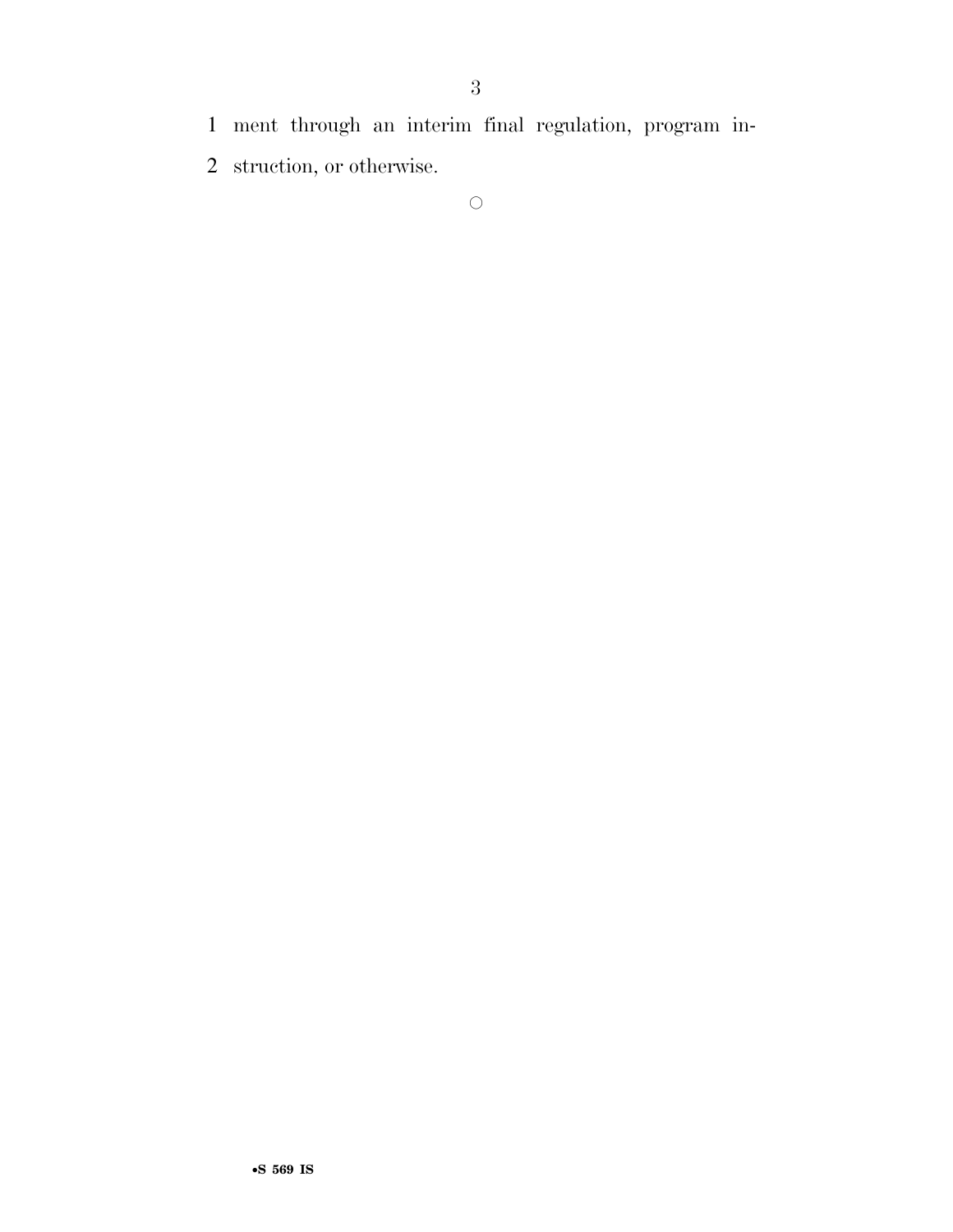ment through an interim final regulation, program instruction, or otherwise.

○